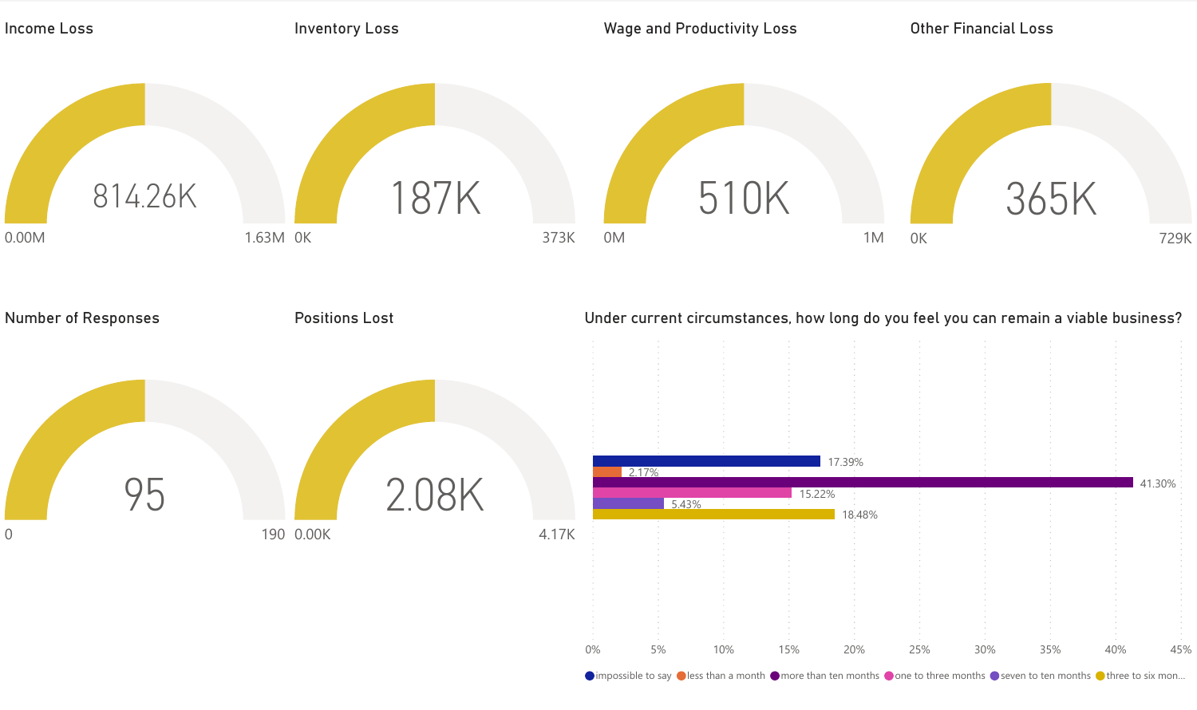## Income Loss

814.26K

0.00M — 1.63M

## Inventory Loss

187K

0K — 373K

## Wage and Productivity Loss

510K

0M — 1M

## Other Financial Loss

365K

0K — 729K

## Number of Responses

95

0 — 190

## Positions Lost

2.08K

0.00K — 4.17K

## Under current circumstances, how long do you feel you can remain a viable business?

| Response | Percentage |
| --- | --- |
| impossible to say | 17.39% |
| less than a month | 2.17% |
| more than ten months | 41.30% |
| one to three months | 15.22% |
| seven to ten months | 5.43% |
| three to six mon... | 18.48% |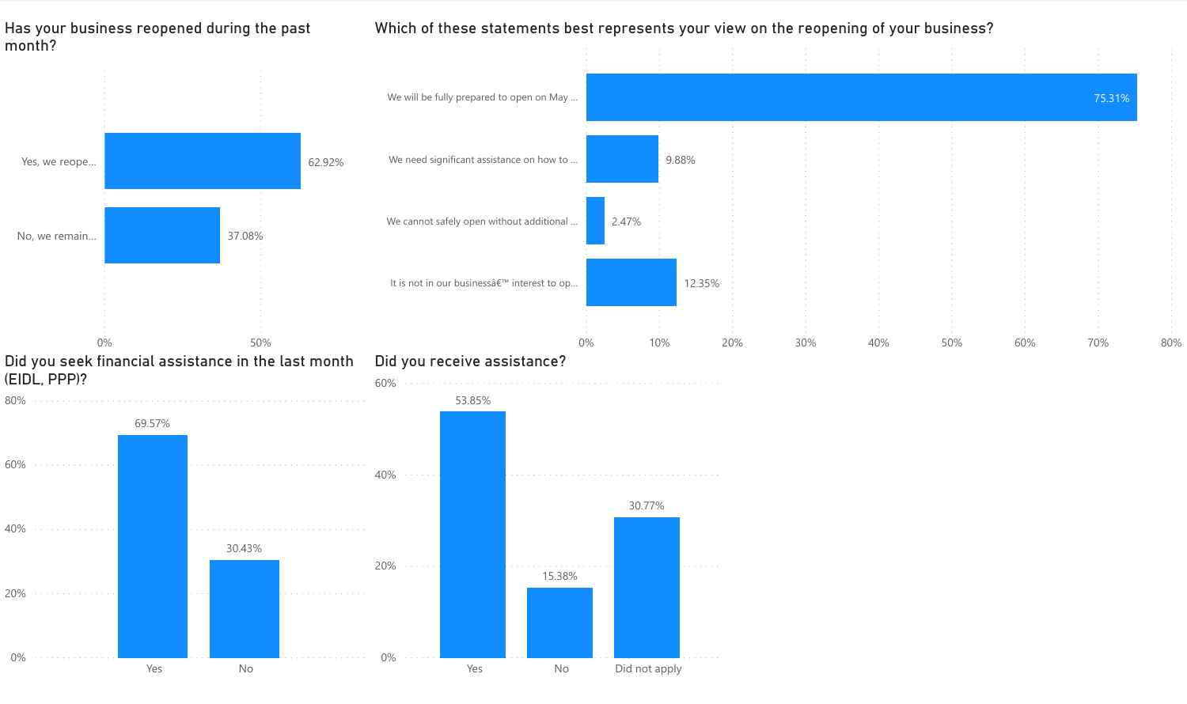## Has your business reopened during the past month?

Yes, we reope...
62.92%

No, we remain...
37.08%

0%
50%

## Which of these statements best represents your view on the reopening of your business?

We will be fully prepared to open on May ...
75.31%

We need significant assistance on how to ...
9.88%

We cannot safely open without additional ...
2.47%

It is not in our businessâ€™ interest to op...
12.35%

0%
10%
20%
30%
40%
50%
60%
70%
80%

## Did you seek financial assistance in the last month (EIDL, PPP)?

80%
60%
40%
20%
0%

69.57%
30.43%

Yes
No

## Did you receive assistance?

60%
40%
20%
0%

53.85%
15.38%
30.77%

Yes
No
Did not apply